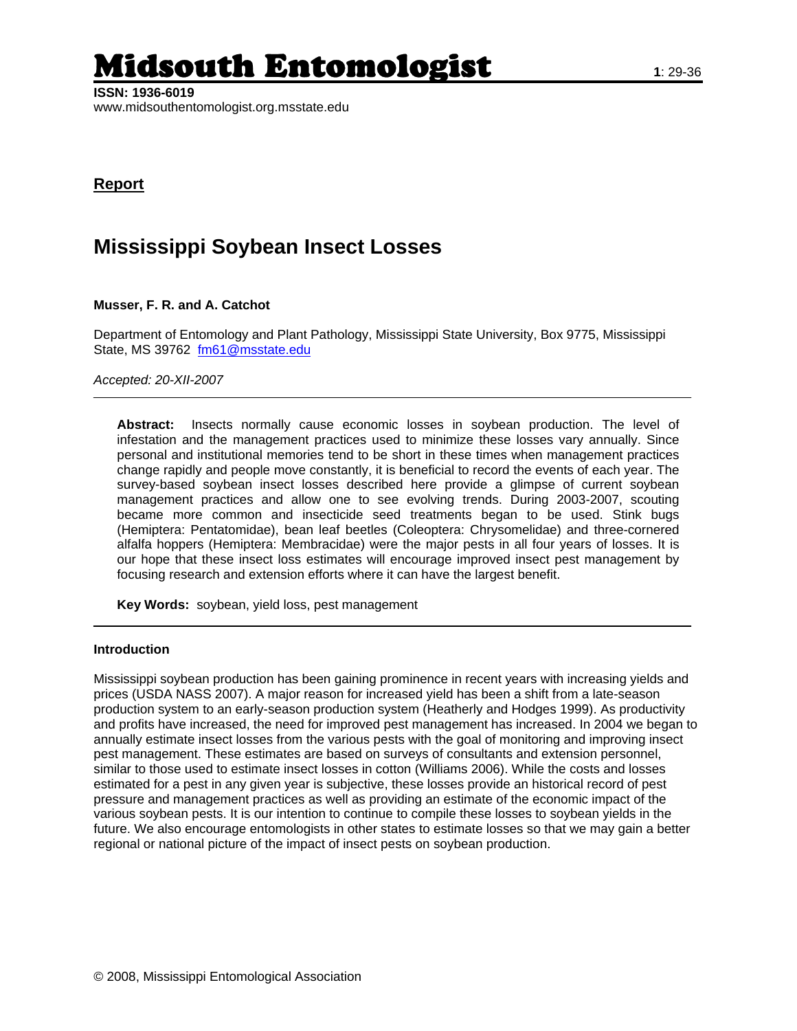**Report**

# Mississippi Soybean Insect Losses

**Musser, F. R. and A. Catchot**

Department of Entomology and Plant Pathology, Mississippi State University, Box 9775, Mississippi State, MS 39762 fm61@msstate.edu

*Accepted: 20-XII-2007*

---

**Abstract:** Insects normally cause economic losses in soybean production. The level of infestation and the management practices used to minimize these losses vary annually. Since personal and institutional memories tend to be short in these times when management practices change rapidly and people move constantly, it is beneficial to record the events of each year. The survey-based soybean insect losses described here provide a glimpse of current soybean management practices and allow one to see evolving trends. During 2003-2007, scouting became more common and insecticide seed treatments began to be used. Stink bugs (Hemiptera: Pentatomidae), bean leaf beetles (Coleoptera: Chrysomelidae) and three-cornered alfalfa hoppers (Hemiptera: Membracidae) were the major pests in all four years of losses. It is our hope that these insect loss estimates will encourage improved insect pest management by focusing research and extension efforts where it can have the largest benefit.

**Key Words:** soybean, yield loss, pest management

---

### Introduction

Mississippi soybean production has been gaining prominence in recent years with increasing yields and prices (USDA NASS 2007). A major reason for increased yield has been a shift from a late-season production system to an early-season production system (Heatherly and Hodges 1999). As productivity and profits have increased, the need for improved pest management has increased. In 2004 we began to annually estimate insect losses from the various pests with the goal of monitoring and improving insect pest management. These estimates are based on surveys of consultants and extension personnel, similar to those used to estimate insect losses in cotton (Williams 2006). While the costs and losses estimated for a pest in any given year is subjective, these losses provide an historical record of pest pressure and management practices as well as providing an estimate of the economic impact of the various soybean pests. It is our intention to continue to compile these losses to soybean yields in the future. We also encourage entomologists in other states to estimate losses so that we may gain a better regional or national picture of the impact of insect pests on soybean production.

© 2008, Mississippi Entomological Association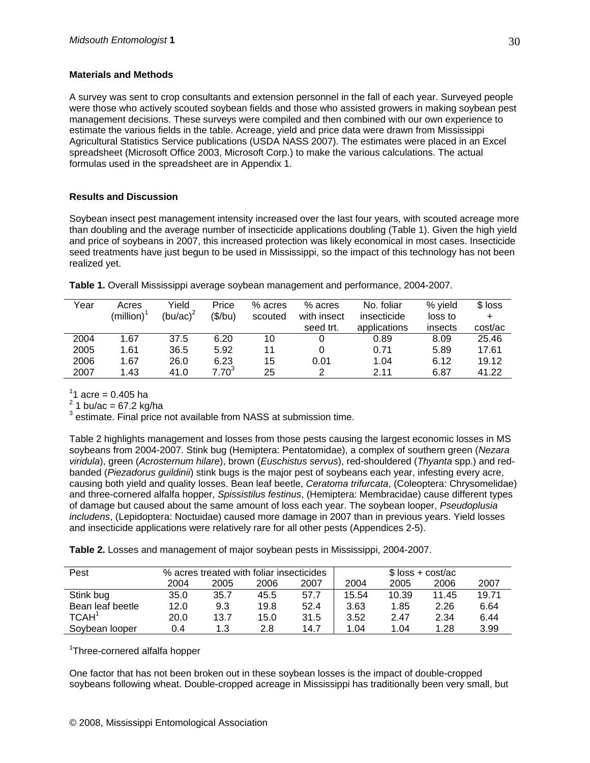## Materials and Methods

A survey was sent to crop consultants and extension personnel in the fall of each year. Surveyed people were those who actively scouted soybean fields and those who assisted growers in making soybean pest management decisions. These surveys were compiled and then combined with our own experience to estimate the various fields in the table. Acreage, yield and price data were drawn from Mississippi Agricultural Statistics Service publications (USDA NASS 2007). The estimates were placed in an Excel spreadsheet (Microsoft Office 2003, Microsoft Corp.) to make the various calculations. The actual formulas used in the spreadsheet are in Appendix 1.

## Results and Discussion

Soybean insect pest management intensity increased over the last four years, with scouted acreage more than doubling and the average number of insecticide applications doubling (Table 1). Given the high yield and price of soybeans in 2007, this increased protection was likely economical in most cases. Insecticide seed treatments have just begun to be used in Mississippi, so the impact of this technology has not been realized yet.

**Table 1.** Overall Mississippi average soybean management and performance, 2004-2007.

| Year | Acres (million)[1] | Yield (bu/ac)[2] | Price ($/bu) | % acres scouted | % acres with insect seed trt. | No. foliar insecticide applications | % yield loss to insects | $ loss + cost/ac |
|---|---|---|---|---|---|---|---|---|
| 2004 | 1.67 | 37.5 | 6.20 | 10 | 0 | 0.89 | 8.09 | 25.46 |
| 2005 | 1.61 | 36.5 | 5.92 | 11 | 0 | 0.71 | 5.89 | 17.61 |
| 2006 | 1.67 | 26.0 | 6.23 | 15 | 0.01 | 1.04 | 6.12 | 19.12 |
| 2007 | 1.43 | 41.0 | 7.70[3] | 25 | 2 | 2.11 | 6.87 | 41.22 |

[1]1 acre = 0.405 ha
[2] 1 bu/ac = 67.2 kg/ha
[3] estimate. Final price not available from NASS at submission time.

Table 2 highlights management and losses from those pests causing the largest economic losses in MS soybeans from 2004-2007. Stink bug (Hemiptera: Pentatomidae), a complex of southern green (*Nezara viridula*), green (*Acrosternum hilare*), brown (*Euschistus servus*), red-shouldered (*Thyanta* spp.) and red-banded (*Piezadorus guildinii*) stink bugs is the major pest of soybeans each year, infesting every acre, causing both yield and quality losses. Bean leaf beetle, *Ceratoma trifurcata*, (Coleoptera: Chrysomelidae) and three-cornered alfalfa hopper, *Spissistilus festinus*, (Hemiptera: Membracidae) cause different types of damage but caused about the same amount of loss each year. The soybean looper, *Pseudoplusia includens*, (Lepidoptera: Noctuidae) caused more damage in 2007 than in previous years. Yield losses and insecticide applications were relatively rare for all other pests (Appendices 2-5).

**Table 2.** Losses and management of major soybean pests in Mississippi, 2004-2007.

| Pest | % acres treated with foliar insecticides | | | | $ loss + cost/ac | | | |
|---|---|---|---|---|---|---|---|---|
| | 2004 | 2005 | 2006 | 2007 | 2004 | 2005 | 2006 | 2007 |
| Stink bug | 35.0 | 35.7 | 45.5 | 57.7 | 15.54 | 10.39 | 11.45 | 19.71 |
| Bean leaf beetle | 12.0 | 9.3 | 19.8 | 52.4 | 3.63 | 1.85 | 2.26 | 6.64 |
| TCAH[1] | 20.0 | 13.7 | 15.0 | 31.5 | 3.52 | 2.47 | 2.34 | 6.44 |
| Soybean looper | 0.4 | 1.3 | 2.8 | 14.7 | 1.04 | 1.04 | 1.28 | 3.99 |

[1]Three-cornered alfalfa hopper

One factor that has not been broken out in these soybean losses is the impact of double-cropped soybeans following wheat. Double-cropped acreage in Mississippi has traditionally been very small, but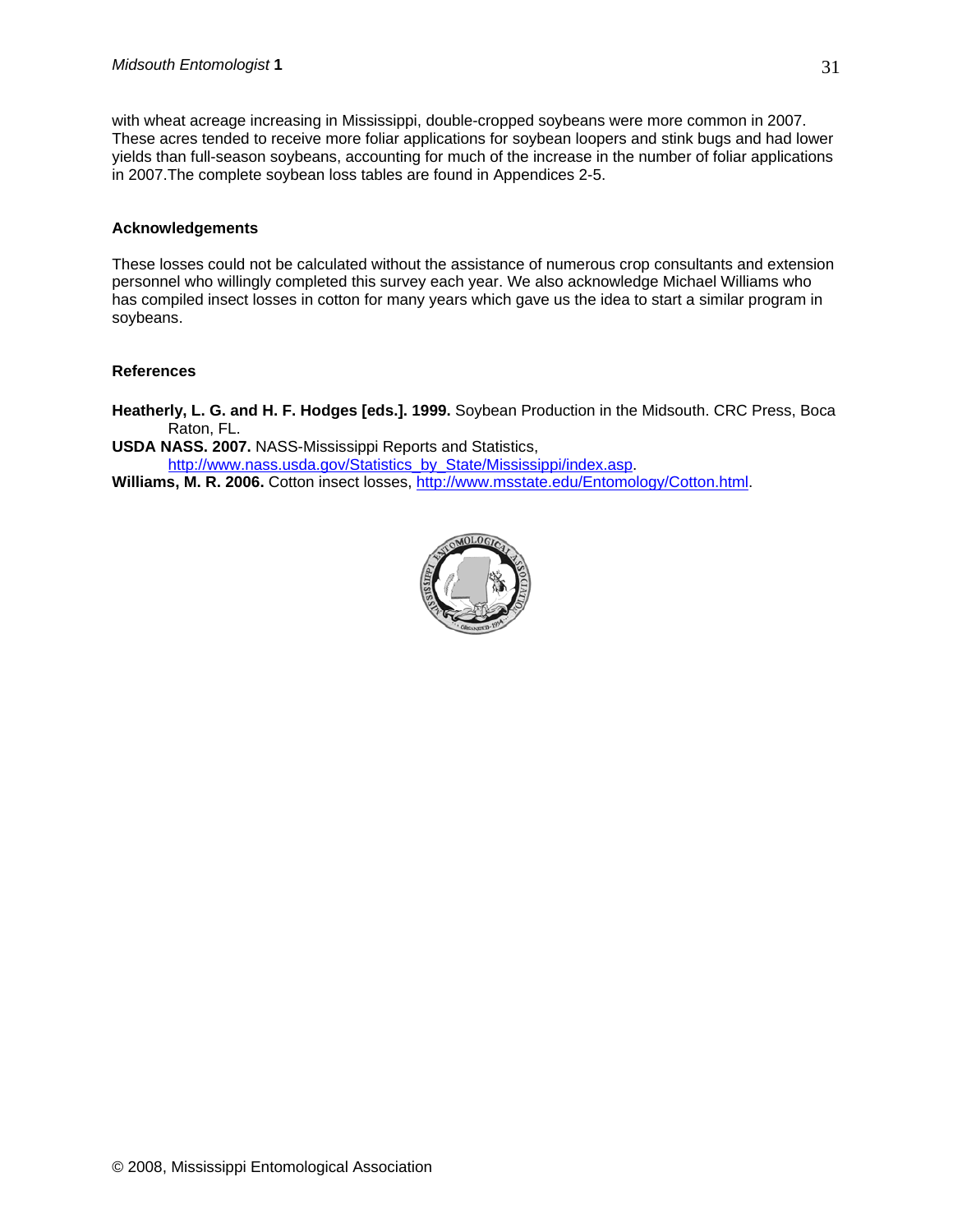with wheat acreage increasing in Mississippi, double-cropped soybeans were more common in 2007. These acres tended to receive more foliar applications for soybean loopers and stink bugs and had lower yields than full-season soybeans, accounting for much of the increase in the number of foliar applications in 2007.The complete soybean loss tables are found in Appendices 2-5.

### Acknowledgements

These losses could not be calculated without the assistance of numerous crop consultants and extension personnel who willingly completed this survey each year. We also acknowledge Michael Williams who has compiled insect losses in cotton for many years which gave us the idea to start a similar program in soybeans.

### References

**Heatherly, L. G. and H. F. Hodges [eds.]. 1999.** Soybean Production in the Midsouth. CRC Press, Boca Raton, FL.

**USDA NASS. 2007.** NASS-Mississippi Reports and Statistics, http://www.nass.usda.gov/Statistics_by_State/Mississippi/index.asp.

**Williams, M. R. 2006.** Cotton insect losses, http://www.msstate.edu/Entomology/Cotton.html.

© 2008, Mississippi Entomological Association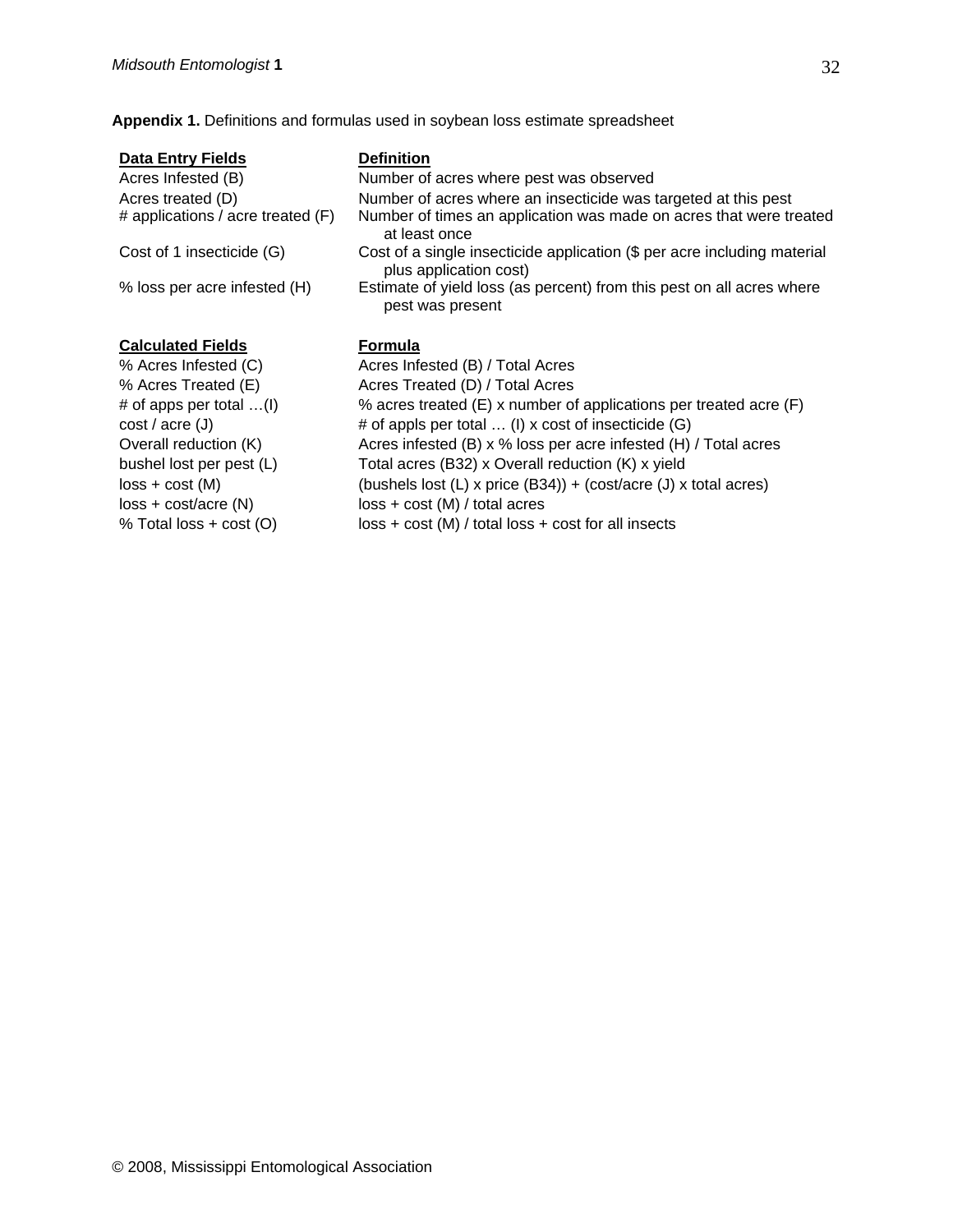**Appendix 1.** Definitions and formulas used in soybean loss estimate spreadsheet

| **Data Entry Fields** | **Definition** |
| --- | --- |
| Acres Infested (B) | Number of acres where pest was observed |
| Acres treated (D) | Number of acres where an insecticide was targeted at this pest |
| # applications / acre treated (F) | Number of times an application was made on acres that were treated at least once |
| Cost of 1 insecticide (G) | Cost of a single insecticide application ($ per acre including material plus application cost) |
| % loss per acre infested (H) | Estimate of yield loss (as percent) from this pest on all acres where pest was present |

| **Calculated Fields** | **Formula** |
| --- | --- |
| % Acres Infested (C) | Acres Infested (B) / Total Acres |
| % Acres Treated (E) | Acres Treated (D) / Total Acres |
| # of apps per total …(I) | % acres treated (E) x number of applications per treated acre (F) |
| cost / acre (J) | # of appls per total … (I) x cost of insecticide (G) |
| Overall reduction (K) | Acres infested (B) x % loss per acre infested (H) / Total acres |
| bushel lost per pest (L) | Total acres (B32) x Overall reduction (K) x yield |
| loss + cost (M) | (bushels lost (L) x price (B34)) + (cost/acre (J) x total acres) |
| loss + cost/acre (N) | loss + cost (M) / total acres |
| % Total loss + cost (O) | loss + cost (M) / total loss + cost for all insects |

© 2008, Mississippi Entomological Association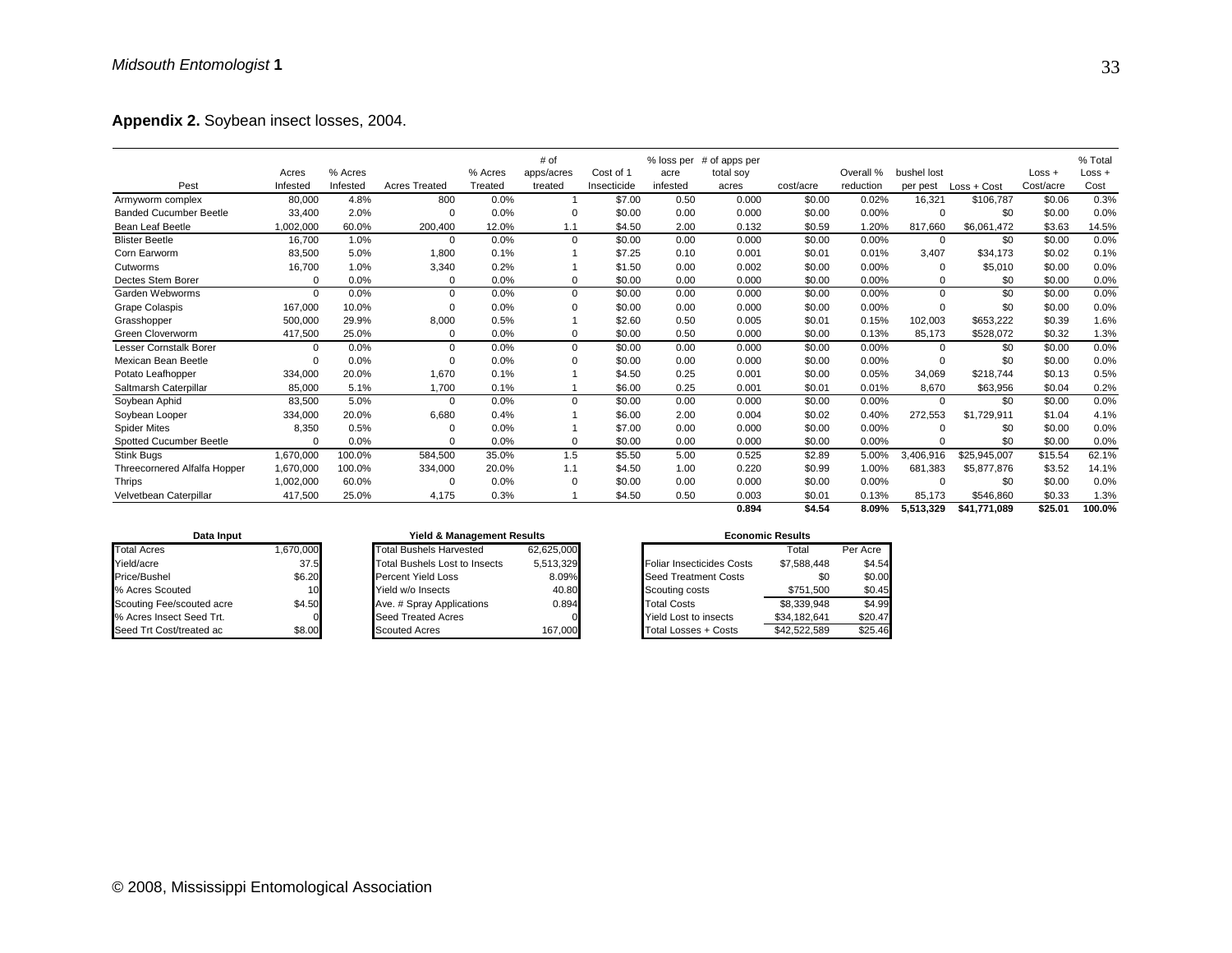**Appendix 2.** Soybean insect losses, 2004.

| Pest | Acres Infested | % Acres Infested | Acres Treated | % Acres Treated | # of apps/acres treated | Cost of 1 Insecticide | % loss per acre infested | # of apps per total soy acres | cost/acre | Overall % reduction | bushel lost per pest | Loss + Cost | Loss + Cost/acre | % Total Loss + Cost |
|---|---|---|---|---|---|---|---|---|---|---|---|---|---|---|
| Armyworm complex | 80,000 | 4.8% | 800 | 0.0% | 1 | $7.00 | 0.50 | 0.000 | $0.00 | 0.02% | 16,321 | $106,787 | $0.06 | 0.3% |
| Banded Cucumber Beetle | 33,400 | 2.0% | 0 | 0.0% | 0 | $0.00 | 0.00 | 0.000 | $0.00 | 0.00% | 0 | $0 | $0.00 | 0.0% |
| Bean Leaf Beetle | 1,002,000 | 60.0% | 200,400 | 12.0% | 1.1 | $4.50 | 2.00 | 0.132 | $0.59 | 1.20% | 817,660 | $6,061,472 | $3.63 | 14.5% |
| Blister Beetle | 16,700 | 1.0% | 0 | 0.0% | 0 | $0.00 | 0.00 | 0.000 | $0.00 | 0.00% | 0 | $0 | $0.00 | 0.0% |
| Corn Earworm | 83,500 | 5.0% | 1,800 | 0.1% | 1 | $7.25 | 0.10 | 0.001 | $0.01 | 0.01% | 3,407 | $34,173 | $0.02 | 0.1% |
| Cutworms | 16,700 | 1.0% | 3,340 | 0.2% | 1 | $1.50 | 0.00 | 0.002 | $0.00 | 0.00% | 0 | $5,010 | $0.00 | 0.0% |
| Dectes Stem Borer | 0 | 0.0% | 0 | 0.0% | 0 | $0.00 | 0.00 | 0.000 | $0.00 | 0.00% | 0 | $0 | $0.00 | 0.0% |
| Garden Webworms | 0 | 0.0% | 0 | 0.0% | 0 | $0.00 | 0.00 | 0.000 | $0.00 | 0.00% | 0 | $0 | $0.00 | 0.0% |
| Grape Colaspis | 167,000 | 10.0% | 0 | 0.0% | 0 | $0.00 | 0.00 | 0.000 | $0.00 | 0.00% | 0 | $0 | $0.00 | 0.0% |
| Grasshopper | 500,000 | 29.9% | 8,000 | 0.5% | 1 | $2.60 | 0.50 | 0.005 | $0.01 | 0.15% | 102,003 | $653,222 | $0.39 | 1.6% |
| Green Cloverworm | 417,500 | 25.0% | 0 | 0.0% | 0 | $0.00 | 0.50 | 0.000 | $0.00 | 0.13% | 85,173 | $528,072 | $0.32 | 1.3% |
| Lesser Cornstalk Borer | 0 | 0.0% | 0 | 0.0% | 0 | $0.00 | 0.00 | 0.000 | $0.00 | 0.00% | 0 | $0 | $0.00 | 0.0% |
| Mexican Bean Beetle | 0 | 0.0% | 0 | 0.0% | 0 | $0.00 | 0.00 | 0.000 | $0.00 | 0.00% | 0 | $0 | $0.00 | 0.0% |
| Potato Leafhopper | 334,000 | 20.0% | 1,670 | 0.1% | 1 | $4.50 | 0.25 | 0.001 | $0.00 | 0.05% | 34,069 | $218,744 | $0.13 | 0.5% |
| Saltmarsh Caterpillar | 85,000 | 5.1% | 1,700 | 0.1% | 1 | $6.00 | 0.25 | 0.001 | $0.01 | 0.01% | 8,670 | $63,956 | $0.04 | 0.2% |
| Soybean Aphid | 83,500 | 5.0% | 0 | 0.0% | 0 | $0.00 | 0.00 | 0.000 | $0.00 | 0.00% | 0 | $0 | $0.00 | 0.0% |
| Soybean Looper | 334,000 | 20.0% | 6,680 | 0.4% | 1 | $6.00 | 2.00 | 0.004 | $0.02 | 0.40% | 272,553 | $1,729,911 | $1.04 | 4.1% |
| Spider Mites | 8,350 | 0.5% | 0 | 0.0% | 1 | $7.00 | 0.00 | 0.000 | $0.00 | 0.00% | 0 | $0 | $0.00 | 0.0% |
| Spotted Cucumber Beetle | 0 | 0.0% | 0 | 0.0% | 0 | $0.00 | 0.00 | 0.000 | $0.00 | 0.00% | 0 | $0 | $0.00 | 0.0% |
| Stink Bugs | 1,670,000 | 100.0% | 584,500 | 35.0% | 1.5 | $5.50 | 5.00 | 0.525 | $2.89 | 5.00% | 3,406,916 | $25,945,007 | $15.54 | 62.1% |
| Threecornered Alfalfa Hopper | 1,670,000 | 100.0% | 334,000 | 20.0% | 1.1 | $4.50 | 1.00 | 0.220 | $0.99 | 1.00% | 681,383 | $5,877,876 | $3.52 | 14.1% |
| Thrips | 1,002,000 | 60.0% | 0 | 0.0% | 0 | $0.00 | 0.00 | 0.000 | $0.00 | 0.00% | 0 | $0 | $0.00 | 0.0% |
| Velvetbean Caterpillar | 417,500 | 25.0% | 4,175 | 0.3% | 1 | $4.50 | 0.50 | 0.003 | $0.01 | 0.13% | 85,173 | $546,860 | $0.33 | 1.3% |
| | | | | | | | | **0.894** | **$4.54** | **8.09%** | **5,513,329** | **$41,771,089** | **$25.01** | **100.0%** |

| Data Input | |
|---|---|
| Total Acres | 1,670,000 |
| Yield/acre | 37.5 |
| Price/Bushel | $6.20 |
| % Acres Scouted | 10 |
| Scouting Fee/scouted acre | $4.50 |
| % Acres Insect Seed Trt. | 0 |
| Seed Trt Cost/treated ac | $8.00 |

| Yield & Management Results | |
|---|---|
| Total Bushels Harvested | 62,625,000 |
| Total Bushels Lost to Insects | 5,513,329 |
| Percent Yield Loss | 8.09% |
| Yield w/o Insects | 40.80 |
| Ave. # Spray Applications | 0.894 |
| Seed Treated Acres | 0 |
| Scouted Acres | 167,000 |

| Economic Results | Total | Per Acre |
|---|---|---|
| Foliar Insecticides Costs | $7,588,448 | $4.54 |
| Seed Treatment Costs | $0 | $0.00 |
| Scouting costs | $751,500 | $0.45 |
| Total Costs | $8,339,948 | $4.99 |
| Yield Lost to insects | $34,182,641 | $20.47 |
| Total Losses + Costs | $42,522,589 | $25.46 |

© 2008, Mississippi Entomological Association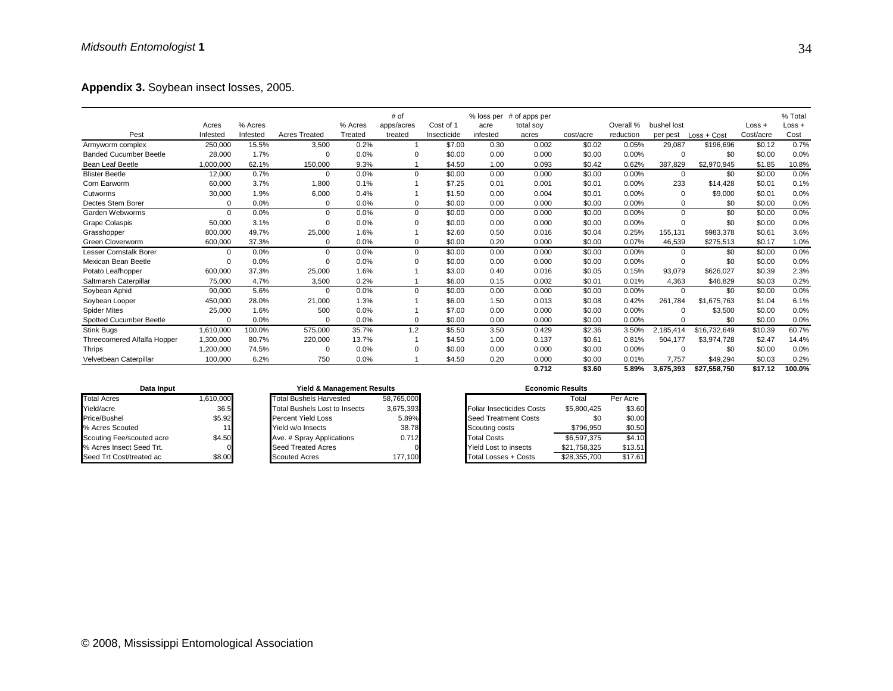**Appendix 3.** Soybean insect losses, 2005.

| Pest | Acres Infested | % Acres Infested | Acres Treated | % Acres Treated | # of apps/acres treated | Cost of 1 Insecticide | % loss per acre infested | # of apps per total soy acres | cost/acre | Overall % reduction | bushel lost per pest | Loss + Cost | Loss + Cost/acre | % Total Loss + Cost |
|---|---|---|---|---|---|---|---|---|---|---|---|---|---|---|
| Armyworm complex | 250,000 | 15.5% | 3,500 | 0.2% | 1 | $7.00 | 0.30 | 0.002 | $0.02 | 0.05% | 29,087 | $196,696 | $0.12 | 0.7% |
| Banded Cucumber Beetle | 28,000 | 1.7% | 0 | 0.0% | 0 | $0.00 | 0.00 | 0.000 | $0.00 | 0.00% | 0 | $0 | $0.00 | 0.0% |
| Bean Leaf Beetle | 1,000,000 | 62.1% | 150,000 | 9.3% | 1 | $4.50 | 1.00 | 0.093 | $0.42 | 0.62% | 387,829 | $2,970,945 | $1.85 | 10.8% |
| Blister Beetle | 12,000 | 0.7% | 0 | 0.0% | 0 | $0.00 | 0.00 | 0.000 | $0.00 | 0.00% | 0 | $0 | $0.00 | 0.0% |
| Corn Earworm | 60,000 | 3.7% | 1,800 | 0.1% | 1 | $7.25 | 0.01 | 0.001 | $0.01 | 0.00% | 233 | $14,428 | $0.01 | 0.1% |
| Cutworms | 30,000 | 1.9% | 6,000 | 0.4% | 1 | $1.50 | 0.00 | 0.004 | $0.01 | 0.00% | 0 | $9,000 | $0.01 | 0.0% |
| Dectes Stem Borer | 0 | 0.0% | 0 | 0.0% | 0 | $0.00 | 0.00 | 0.000 | $0.00 | 0.00% | 0 | $0 | $0.00 | 0.0% |
| Garden Webworms | 0 | 0.0% | 0 | 0.0% | 0 | $0.00 | 0.00 | 0.000 | $0.00 | 0.00% | 0 | $0 | $0.00 | 0.0% |
| Grape Colaspis | 50,000 | 3.1% | 0 | 0.0% | 0 | $0.00 | 0.00 | 0.000 | $0.00 | 0.00% | 0 | $0 | $0.00 | 0.0% |
| Grasshopper | 800,000 | 49.7% | 25,000 | 1.6% | 1 | $2.60 | 0.50 | 0.016 | $0.04 | 0.25% | 155,131 | $983,378 | $0.61 | 3.6% |
| Green Cloverworm | 600,000 | 37.3% | 0 | 0.0% | 0 | $0.00 | 0.20 | 0.000 | $0.00 | 0.07% | 46,539 | $275,513 | $0.17 | 1.0% |
| Lesser Cornstalk Borer | 0 | 0.0% | 0 | 0.0% | 0 | $0.00 | 0.00 | 0.000 | $0.00 | 0.00% | 0 | $0 | $0.00 | 0.0% |
| Mexican Bean Beetle | 0 | 0.0% | 0 | 0.0% | 0 | $0.00 | 0.00 | 0.000 | $0.00 | 0.00% | 0 | $0 | $0.00 | 0.0% |
| Potato Leafhopper | 600,000 | 37.3% | 25,000 | 1.6% | 1 | $3.00 | 0.40 | 0.016 | $0.05 | 0.15% | 93,079 | $626,027 | $0.39 | 2.3% |
| Saltmarsh Caterpillar | 75,000 | 4.7% | 3,500 | 0.2% | 1 | $6.00 | 0.15 | 0.002 | $0.01 | 0.01% | 4,363 | $46,829 | $0.03 | 0.2% |
| Soybean Aphid | 90,000 | 5.6% | 0 | 0.0% | 0 | $0.00 | 0.00 | 0.000 | $0.00 | 0.00% | 0 | $0 | $0.00 | 0.0% |
| Soybean Looper | 450,000 | 28.0% | 21,000 | 1.3% | 1 | $6.00 | 1.50 | 0.013 | $0.08 | 0.42% | 261,784 | $1,675,763 | $1.04 | 6.1% |
| Spider Mites | 25,000 | 1.6% | 500 | 0.0% | 1 | $7.00 | 0.00 | 0.000 | $0.00 | 0.00% | 0 | $3,500 | $0.00 | 0.0% |
| Spotted Cucumber Beetle | 0 | 0.0% | 0 | 0.0% | 0 | $0.00 | 0.00 | 0.000 | $0.00 | 0.00% | 0 | $0 | $0.00 | 0.0% |
| Stink Bugs | 1,610,000 | 100.0% | 575,000 | 35.7% | 1.2 | $5.50 | 3.50 | 0.429 | $2.36 | 3.50% | 2,185,414 | $16,732,649 | $10.39 | 60.7% |
| Threecornered Alfalfa Hopper | 1,300,000 | 80.7% | 220,000 | 13.7% | 1 | $4.50 | 1.00 | 0.137 | $0.61 | 0.81% | 504,177 | $3,974,728 | $2.47 | 14.4% |
| Thrips | 1,200,000 | 74.5% | 0 | 0.0% | 0 | $0.00 | 0.00 | 0.000 | $0.00 | 0.00% | 0 | $0 | $0.00 | 0.0% |
| Velvetbean Caterpillar | 100,000 | 6.2% | 750 | 0.0% | 1 | $4.50 | 0.20 | 0.000 | $0.00 | 0.01% | 7,757 | $49,294 | $0.03 | 0.2% |
| | | | | | | | | **0.712** | **$3.60** | **5.89%** | **3,675,393** | **$27,558,750** | **$17.12** | **100.0%** |

| Data Input | |
|---|---|
| Total Acres | 1,610,000 |
| Yield/acre | 36.5 |
| Price/Bushel | $5.92 |
| % Acres Scouted | 11 |
| Scouting Fee/scouted acre | $4.50 |
| % Acres Insect Seed Trt. | 0 |
| Seed Trt Cost/treated ac | $8.00 |

| Yield & Management Results | |
|---|---|
| Total Bushels Harvested | 58,765,000 |
| Total Bushels Lost to Insects | 3,675,393 |
| Percent Yield Loss | 5.89% |
| Yield w/o Insects | 38.78 |
| Ave. # Spray Applications | 0.712 |
| Seed Treated Acres | 0 |
| Scouted Acres | 177,100 |

| Economic Results | Total | Per Acre |
|---|---|---|
| Foliar Insecticides Costs | $5,800,425 | $3.60 |
| Seed Treatment Costs | $0 | $0.00 |
| Scouting costs | $796,950 | $0.50 |
| Total Costs | $6,597,375 | $4.10 |
| Yield Lost to insects | $21,758,325 | $13.51 |
| Total Losses + Costs | $28,355,700 | $17.61 |

© 2008, Mississippi Entomological Association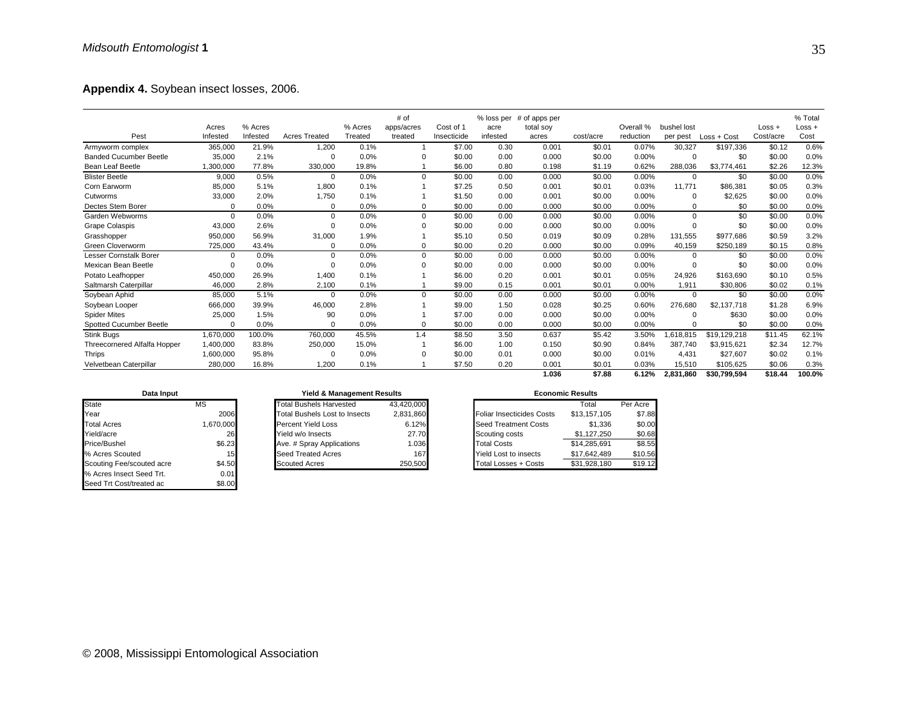**Appendix 4.** Soybean insect losses, 2006.

| Pest | Acres Infested | % Acres Infested | Acres Treated | % Acres Treated | # of apps/acres treated | Cost of 1 Insecticide | % loss per acre infested | # of apps per total soy acres | cost/acre | Overall % reduction | bushel lost per pest | Loss + Cost | Loss + Cost/acre | % Total Loss + Cost |
|---|---|---|---|---|---|---|---|---|---|---|---|---|---|---|
| Armyworm complex | 365,000 | 21.9% | 1,200 | 0.1% | 1 | $7.00 | 0.30 | 0.001 | $0.01 | 0.07% | 30,327 | $197,336 | $0.12 | 0.6% |
| Banded Cucumber Beetle | 35,000 | 2.1% | 0 | 0.0% | 0 | $0.00 | 0.00 | 0.000 | $0.00 | 0.00% | 0 | $0 | $0.00 | 0.0% |
| Bean Leaf Beetle | 1,300,000 | 77.8% | 330,000 | 19.8% | 1 | $6.00 | 0.80 | 0.198 | $1.19 | 0.62% | 288,036 | $3,774,461 | $2.26 | 12.3% |
| Blister Beetle | 9,000 | 0.5% | 0 | 0.0% | 0 | $0.00 | 0.00 | 0.000 | $0.00 | 0.00% | 0 | $0 | $0.00 | 0.0% |
| Corn Earworm | 85,000 | 5.1% | 1,800 | 0.1% | 1 | $7.25 | 0.50 | 0.001 | $0.01 | 0.03% | 11,771 | $86,381 | $0.05 | 0.3% |
| Cutworms | 33,000 | 2.0% | 1,750 | 0.1% | 1 | $1.50 | 0.00 | 0.001 | $0.00 | 0.00% | 0 | $2,625 | $0.00 | 0.0% |
| Dectes Stem Borer | 0 | 0.0% | 0 | 0.0% | 0 | $0.00 | 0.00 | 0.000 | $0.00 | 0.00% | 0 | $0 | $0.00 | 0.0% |
| Garden Webworms | 0 | 0.0% | 0 | 0.0% | 0 | $0.00 | 0.00 | 0.000 | $0.00 | 0.00% | 0 | $0 | $0.00 | 0.0% |
| Grape Colaspis | 43,000 | 2.6% | 0 | 0.0% | 0 | $0.00 | 0.00 | 0.000 | $0.00 | 0.00% | 0 | $0 | $0.00 | 0.0% |
| Grasshopper | 950,000 | 56.9% | 31,000 | 1.9% | 1 | $5.10 | 0.50 | 0.019 | $0.09 | 0.28% | 131,555 | $977,686 | $0.59 | 3.2% |
| Green Cloverworm | 725,000 | 43.4% | 0 | 0.0% | 0 | $0.00 | 0.20 | 0.000 | $0.00 | 0.09% | 40,159 | $250,189 | $0.15 | 0.8% |
| Lesser Cornstalk Borer | 0 | 0.0% | 0 | 0.0% | 0 | $0.00 | 0.00 | 0.000 | $0.00 | 0.00% | 0 | $0 | $0.00 | 0.0% |
| Mexican Bean Beetle | 0 | 0.0% | 0 | 0.0% | 0 | $0.00 | 0.00 | 0.000 | $0.00 | 0.00% | 0 | $0 | $0.00 | 0.0% |
| Potato Leafhopper | 450,000 | 26.9% | 1,400 | 0.1% | 1 | $6.00 | 0.20 | 0.001 | $0.01 | 0.05% | 24,926 | $163,690 | $0.10 | 0.5% |
| Saltmarsh Caterpillar | 46,000 | 2.8% | 2,100 | 0.1% | 1 | $9.00 | 0.15 | 0.001 | $0.01 | 0.00% | 1,911 | $30,806 | $0.02 | 0.1% |
| Soybean Aphid | 85,000 | 5.1% | 0 | 0.0% | 0 | $0.00 | 0.00 | 0.000 | $0.00 | 0.00% | 0 | $0 | $0.00 | 0.0% |
| Soybean Looper | 666,000 | 39.9% | 46,000 | 2.8% | 1 | $9.00 | 1.50 | 0.028 | $0.25 | 0.60% | 276,680 | $2,137,718 | $1.28 | 6.9% |
| Spider Mites | 25,000 | 1.5% | 90 | 0.0% | 1 | $7.00 | 0.00 | 0.000 | $0.00 | 0.00% | 0 | $630 | $0.00 | 0.0% |
| Spotted Cucumber Beetle | 0 | 0.0% | 0 | 0.0% | 0 | $0.00 | 0.00 | 0.000 | $0.00 | 0.00% | 0 | $0 | $0.00 | 0.0% |
| Stink Bugs | 1,670,000 | 100.0% | 760,000 | 45.5% | 1.4 | $8.50 | 3.50 | 0.637 | $5.42 | 3.50% | 1,618,815 | $19,129,218 | $11.45 | 62.1% |
| Threecornered Alfalfa Hopper | 1,400,000 | 83.8% | 250,000 | 15.0% | 1 | $6.00 | 1.00 | 0.150 | $0.90 | 0.84% | 387,740 | $3,915,621 | $2.34 | 12.7% |
| Thrips | 1,600,000 | 95.8% | 0 | 0.0% | 0 | $0.00 | 0.01 | 0.000 | $0.00 | 0.01% | 4,431 | $27,607 | $0.02 | 0.1% |
| Velvetbean Caterpillar | 280,000 | 16.8% | 1,200 | 0.1% | 1 | $7.50 | 0.20 | 0.001 | $0.01 | 0.03% | 15,510 | $105,625 | $0.06 | 0.3% |
| | | | | | | | | **1.036** | **$7.88** | **6.12%** | **2,831,860** | **$30,799,594** | **$18.44** | **100.0%** |

**Data Input**

| | |
|---|---|
| State | MS |
| Year | 2006 |
| Total Acres | 1,670,000 |
| Yield/acre | 26 |
| Price/Bushel | $6.23 |
| % Acres Scouted | 15 |
| Scouting Fee/scouted acre | $4.50 |
| % Acres Insect Seed Trt. | 0.01 |
| Seed Trt Cost/treated ac | $8.00 |

**Yield & Management Results**

| | |
|---|---|
| Total Bushels Harvested | 43,420,000 |
| Total Bushels Lost to Insects | 2,831,860 |
| Percent Yield Loss | 6.12% |
| Yield w/o Insects | 27.70 |
| Ave. # Spray Applications | 1.036 |
| Seed Treated Acres | 167 |
| Scouted Acres | 250,500 |

**Economic Results**

| | Total | Per Acre |
|---|---|---|
| Foliar Insecticides Costs | $13,157,105 | $7.88 |
| Seed Treatment Costs | $1,336 | $0.00 |
| Scouting costs | $1,127,250 | $0.68 |
| Total Costs | $14,285,691 | $8.55 |
| Yield Lost to insects | $17,642,489 | $10.56 |
| Total Losses + Costs | $31,928,180 | $19.12 |

© 2008, Mississippi Entomological Association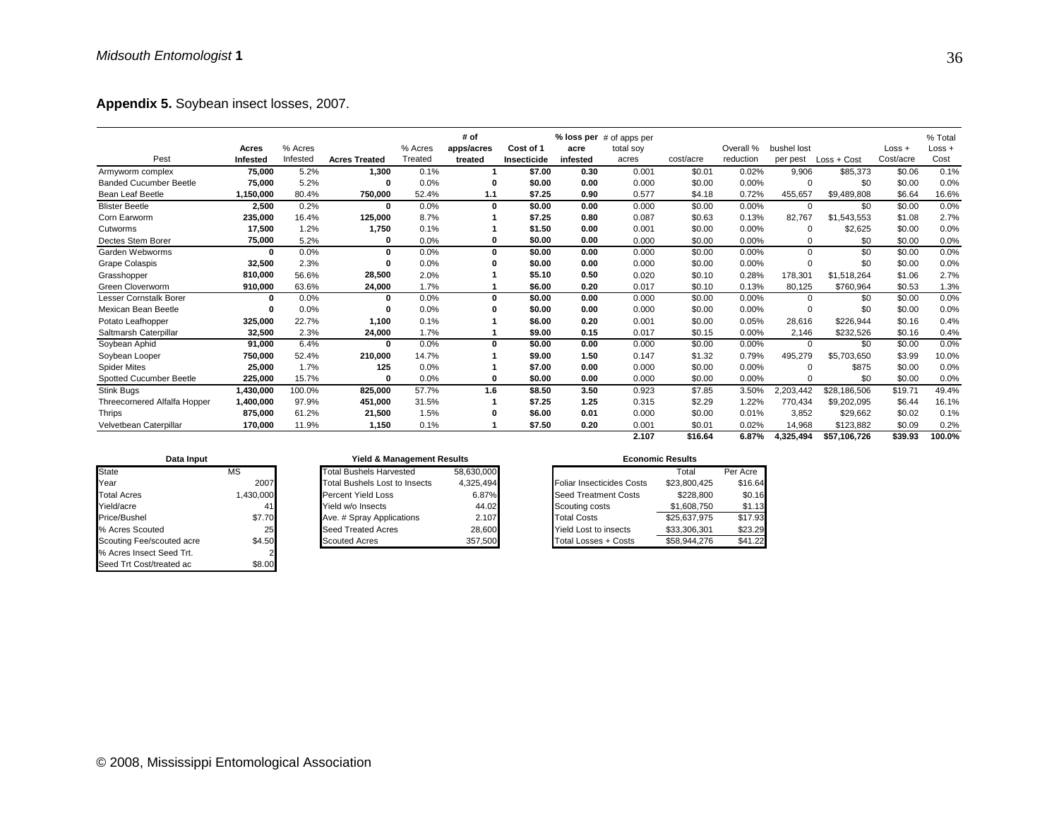**Appendix 5.** Soybean insect losses, 2007.

| Pest | Acres Infested | % Acres Infested | Acres Treated | % Acres Treated | # of apps/acres treated | Cost of 1 Insecticide | % loss per acre infested | # of apps per total soy acres | cost/acre | Overall % reduction | bushel lost per pest | Loss + Cost | Loss + Cost/acre | % Total Loss + Cost |
|---|---|---|---|---|---|---|---|---|---|---|---|---|---|---|
| Armyworm complex | 75,000 | 5.2% | 1,300 | 0.1% | 1 | $7.00 | 0.30 | 0.001 | $0.01 | 0.02% | 9,906 | $85,373 | $0.06 | 0.1% |
| Banded Cucumber Beetle | 75,000 | 5.2% | 0 | 0.0% | 0 | $0.00 | 0.00 | 0.000 | $0.00 | 0.00% | 0 | $0 | $0.00 | 0.0% |
| Bean Leaf Beetle | 1,150,000 | 80.4% | 750,000 | 52.4% | 1.1 | $7.25 | 0.90 | 0.577 | $4.18 | 0.72% | 455,657 | $9,489,808 | $6.64 | 16.6% |
| Blister Beetle | 2,500 | 0.2% | 0 | 0.0% | 0 | $0.00 | 0.00 | 0.000 | $0.00 | 0.00% | 0 | $0 | $0.00 | 0.0% |
| Corn Earworm | 235,000 | 16.4% | 125,000 | 8.7% | 1 | $7.25 | 0.80 | 0.087 | $0.63 | 0.13% | 82,767 | $1,543,553 | $1.08 | 2.7% |
| Cutworms | 17,500 | 1.2% | 1,750 | 0.1% | 1 | $1.50 | 0.00 | 0.001 | $0.00 | 0.00% | 0 | $2,625 | $0.00 | 0.0% |
| Dectes Stem Borer | 75,000 | 5.2% | 0 | 0.0% | 0 | $0.00 | 0.00 | 0.000 | $0.00 | 0.00% | 0 | $0 | $0.00 | 0.0% |
| Garden Webworms | 0 | 0.0% | 0 | 0.0% | 0 | $0.00 | 0.00 | 0.000 | $0.00 | 0.00% | 0 | $0 | $0.00 | 0.0% |
| Grape Colaspis | 32,500 | 2.3% | 0 | 0.0% | 0 | $0.00 | 0.00 | 0.000 | $0.00 | 0.00% | 0 | $0 | $0.00 | 0.0% |
| Grasshopper | 810,000 | 56.6% | 28,500 | 2.0% | 1 | $5.10 | 0.50 | 0.020 | $0.10 | 0.28% | 178,301 | $1,518,264 | $1.06 | 2.7% |
| Green Cloverworm | 910,000 | 63.6% | 24,000 | 1.7% | 1 | $6.00 | 0.20 | 0.017 | $0.10 | 0.13% | 80,125 | $760,964 | $0.53 | 1.3% |
| Lesser Cornstalk Borer | 0 | 0.0% | 0 | 0.0% | 0 | $0.00 | 0.00 | 0.000 | $0.00 | 0.00% | 0 | $0 | $0.00 | 0.0% |
| Mexican Bean Beetle | 0 | 0.0% | 0 | 0.0% | 0 | $0.00 | 0.00 | 0.000 | $0.00 | 0.00% | 0 | $0 | $0.00 | 0.0% |
| Potato Leafhopper | 325,000 | 22.7% | 1,100 | 0.1% | 1 | $6.00 | 0.20 | 0.001 | $0.00 | 0.05% | 28,616 | $226,944 | $0.16 | 0.4% |
| Saltmarsh Caterpillar | 32,500 | 2.3% | 24,000 | 1.7% | 1 | $9.00 | 0.15 | 0.017 | $0.15 | 0.00% | 2,146 | $232,526 | $0.16 | 0.4% |
| Soybean Aphid | 91,000 | 6.4% | 0 | 0.0% | 0 | $0.00 | 0.00 | 0.000 | $0.00 | 0.00% | 0 | $0 | $0.00 | 0.0% |
| Soybean Looper | 750,000 | 52.4% | 210,000 | 14.7% | 1 | $9.00 | 1.50 | 0.147 | $1.32 | 0.79% | 495,279 | $5,703,650 | $3.99 | 10.0% |
| Spider Mites | 25,000 | 1.7% | 125 | 0.0% | 1 | $7.00 | 0.00 | 0.000 | $0.00 | 0.00% | 0 | $875 | $0.00 | 0.0% |
| Spotted Cucumber Beetle | 225,000 | 15.7% | 0 | 0.0% | 0 | $0.00 | 0.00 | 0.000 | $0.00 | 0.00% | 0 | $0 | $0.00 | 0.0% |
| Stink Bugs | 1,430,000 | 100.0% | 825,000 | 57.7% | 1.6 | $8.50 | 3.50 | 0.923 | $7.85 | 3.50% | 2,203,442 | $28,186,506 | $19.71 | 49.4% |
| Threecornered Alfalfa Hopper | 1,400,000 | 97.9% | 451,000 | 31.5% | 1 | $7.25 | 1.25 | 0.315 | $2.29 | 1.22% | 770,434 | $9,202,095 | $6.44 | 16.1% |
| Thrips | 875,000 | 61.2% | 21,500 | 1.5% | 0 | $6.00 | 0.01 | 0.000 | $0.00 | 0.01% | 3,852 | $29,662 | $0.02 | 0.1% |
| Velvetbean Caterpillar | 170,000 | 11.9% | 1,150 | 0.1% | 1 | $7.50 | 0.20 | 0.001 | $0.01 | 0.02% | 14,968 | $123,882 | $0.09 | 0.2% |
| | | | | | | | | 2.107 | $16.64 | 6.87% | 4,325,494 | $57,106,726 | $39.93 | 100.0% |

**Data Input**

| | |
|---|---|
| State | MS |
| Year | 2007 |
| Total Acres | 1,430,000 |
| Yield/acre | 41 |
| Price/Bushel | $7.70 |
| % Acres Scouted | 25 |
| Scouting Fee/scouted acre | $4.50 |
| % Acres Insect Seed Trt. | 2 |
| Seed Trt Cost/treated ac | $8.00 |

**Yield & Management Results**

| | |
|---|---|
| Total Bushels Harvested | 58,630,000 |
| Total Bushels Lost to Insects | 4,325,494 |
| Percent Yield Loss | 6.87% |
| Yield w/o Insects | 44.02 |
| Ave. # Spray Applications | 2.107 |
| Seed Treated Acres | 28,600 |
| Scouted Acres | 357,500 |

**Economic Results**

| | Total | Per Acre |
|---|---|---|
| Foliar Insecticides Costs | $23,800,425 | $16.64 |
| Seed Treatment Costs | $228,800 | $0.16 |
| Scouting costs | $1,608,750 | $1.13 |
| Total Costs | $25,637,975 | $17.93 |
| Yield Lost to insects | $33,306,301 | $23.29 |
| Total Losses + Costs | $58,944,276 | $41.22 |

© 2008, Mississippi Entomological Association